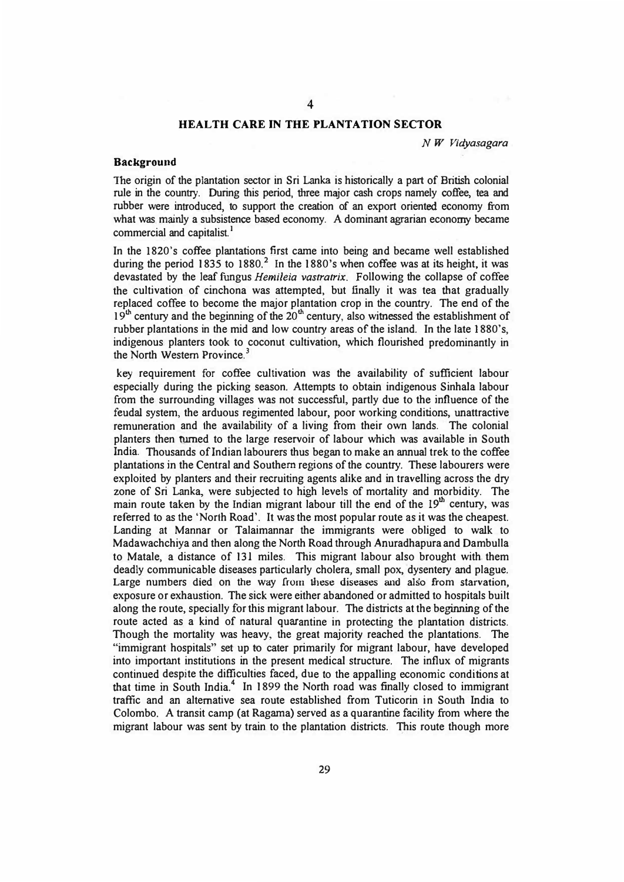# 4

## HEALTH CARE IN THE PLANTATION SECTOR

*N W Vidyasagara*

### Background

The origin of the plantation sector in Sri Lanka is historically a part of British colonial rule in the country. During this period, three major cash crops namely coffee, tea and rubber were introduced, to support the creation of an export oriented economy from what was mainly a subsistence based economy. A dominant agrarian economy became commercial and capitalist.[1]

In the 1820's coffee plantations first came into being and became well established during the period 1835 to 1880.[2] In the 1880's when coffee was at its height, it was devastated by the leaf fungus *Hemileia vastratrix*. Following the collapse of coffee the cultivation of cinchona was attempted, but finally it was tea that gradually replaced coffee to become the major plantation crop in the country. The end of the 19th century and the beginning of the 20th century, also witnessed the establishment of rubber plantations in the mid and low country areas of the island. In the late 1880's, indigenous planters took to coconut cultivation, which flourished predominantly in the North Western Province.[3]

key requirement for coffee cultivation was the availability of sufficient labour especially during the picking season. Attempts to obtain indigenous Sinhala labour from the surrounding villages was not successful, partly due to the influence of the feudal system, the arduous regimented labour, poor working conditions, unattractive remuneration and the availability of a living from their own lands. The colonial planters then turned to the large reservoir of labour which was available in South India. Thousands of Indian labourers thus began to make an annual trek to the coffee plantations in the Central and Southern regions of the country. These labourers were exploited by planters and their recruiting agents alike and in travelling across the dry zone of Sri Lanka, were subjected to high levels of mortality and morbidity. The main route taken by the Indian migrant labour till the end of the 19th century, was referred to as the 'North Road'. It was the most popular route as it was the cheapest. Landing at Mannar or Talaimannar the immigrants were obliged to walk to Madawachchiya and then along the North Road through Anuradhapura and Dambulla to Matale, a distance of 131 miles. This migrant labour also brought with them deadly communicable diseases particularly cholera, small pox, dysentery and plague. Large numbers died on the way from these diseases and also from starvation, exposure or exhaustion. The sick were either abandoned or admitted to hospitals built along the route, specially for this migrant labour. The districts at the beginning of the route acted as a kind of natural quarantine in protecting the plantation districts. Though the mortality was heavy, the great majority reached the plantations. The "immigrant hospitals" set up to cater primarily for migrant labour, have developed into important institutions in the present medical structure. The influx of migrants continued despite the difficulties faced, due to the appalling economic conditions at that time in South India.[4] In 1899 the North road was finally closed to immigrant traffic and an alternative sea route established from Tuticorin in South India to Colombo. A transit camp (at Ragama) served as a quarantine facility from where the migrant labour was sent by train to the plantation districts. This route though more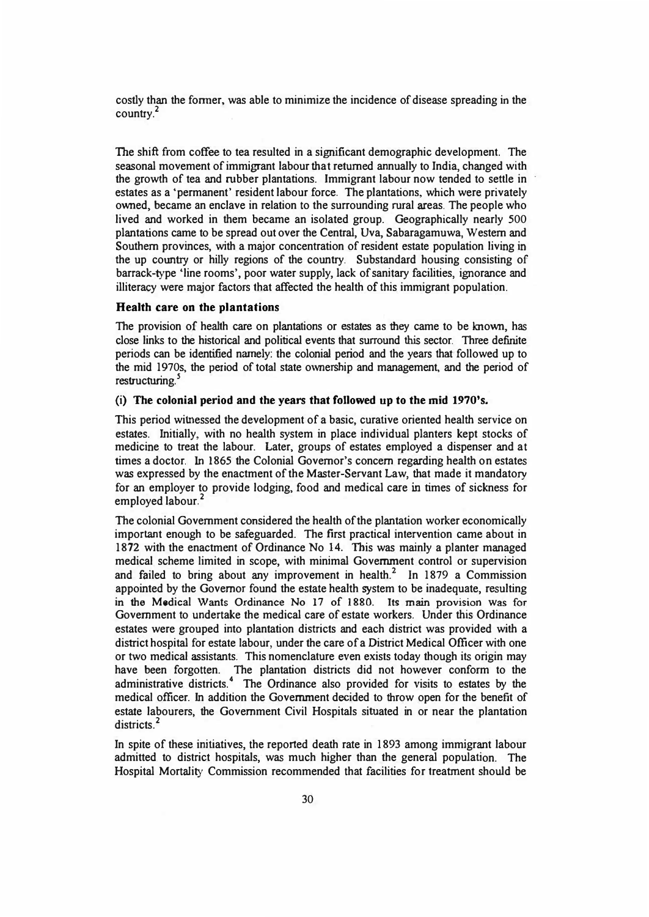costly than the former, was able to minimize the incidence of disease spreading in the country.[2]

The shift from coffee to tea resulted in a significant demographic development. The seasonal movement of immigrant labour that returned annually to India, changed with the growth of tea and rubber plantations. Immigrant labour now tended to settle in estates as a 'permanent' resident labour force. The plantations, which were privately owned, became an enclave in relation to the surrounding rural areas. The people who lived and worked in them became an isolated group. Geographically nearly 500 plantations came to be spread out over the Central, Uva, Sabaragamuwa, Western and Southern provinces, with a major concentration of resident estate population living in the up country or hilly regions of the country. Substandard housing consisting of barrack-type 'line rooms', poor water supply, lack of sanitary facilities, ignorance and illiteracy were major factors that affected the health of this immigrant population.

## Health care on the plantations

The provision of health care on plantations or estates as they came to be known, has close links to the historical and political events that surround this sector. Three definite periods can be identified namely: the colonial period and the years that followed up to the mid 1970s, the period of total state ownership and management, and the period of restructuring.[5]

### (i) The colonial period and the years that followed up to the mid 1970's.

This period witnessed the development of a basic, curative oriented health service on estates. Initially, with no health system in place individual planters kept stocks of medicine to treat the labour. Later, groups of estates employed a dispenser and at times a doctor. In 1865 the Colonial Governor's concern regarding health on estates was expressed by the enactment of the Master-Servant Law, that made it mandatory for an employer to provide lodging, food and medical care in times of sickness for employed labour.[2]

The colonial Government considered the health of the plantation worker economically important enough to be safeguarded. The first practical intervention came about in 1872 with the enactment of Ordinance No 14. This was mainly a planter managed medical scheme limited in scope, with minimal Government control or supervision and failed to bring about any improvement in health.[2] In 1879 a Commission appointed by the Governor found the estate health system to be inadequate, resulting in the Medical Wants Ordinance No 17 of 1880. Its main provision was for Government to undertake the medical care of estate workers. Under this Ordinance estates were grouped into plantation districts and each district was provided with a district hospital for estate labour, under the care of a District Medical Officer with one or two medical assistants. This nomenclature even exists today though its origin may have been forgotten. The plantation districts did not however conform to the administrative districts.[4] The Ordinance also provided for visits to estates by the medical officer. In addition the Government decided to throw open for the benefit of estate labourers, the Government Civil Hospitals situated in or near the plantation districts.[2]

In spite of these initiatives, the reported death rate in 1893 among immigrant labour admitted to district hospitals, was much higher than the general population. The Hospital Mortality Commission recommended that facilities for treatment should be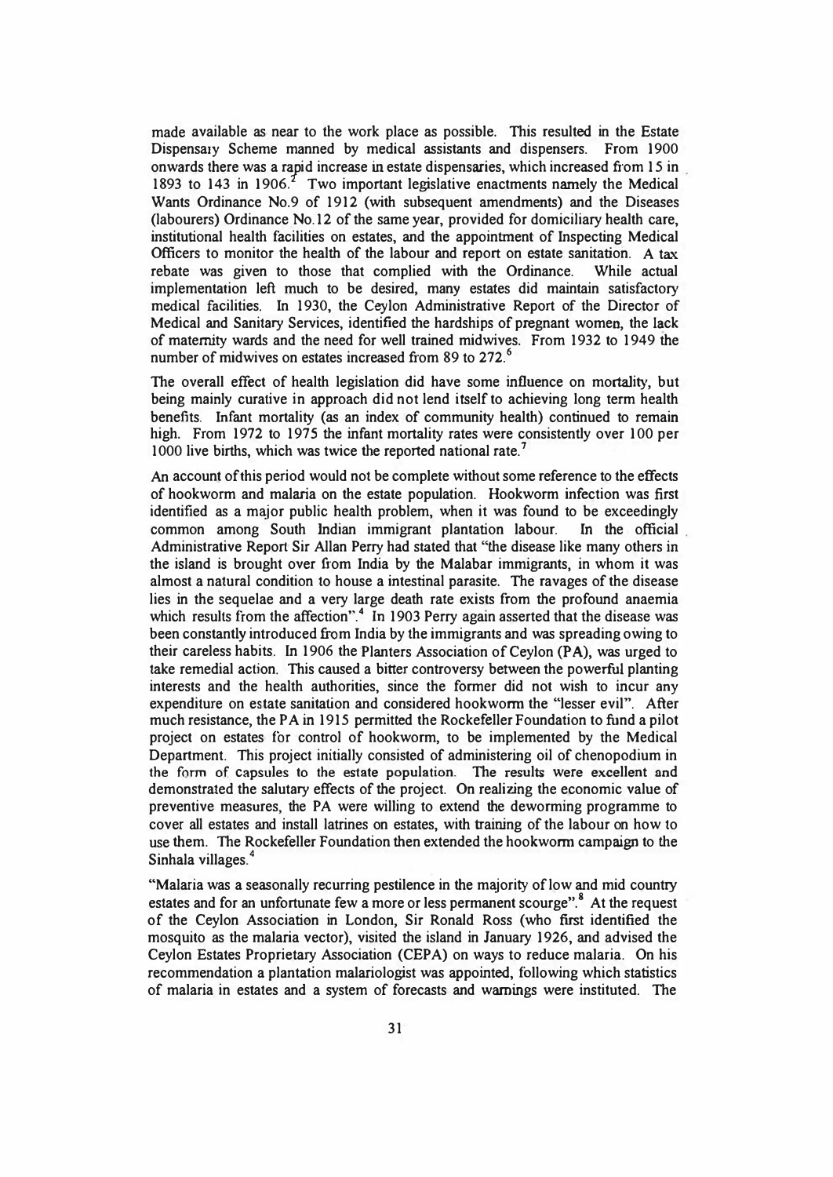made available as near to the work place as possible. This resulted in the Estate Dispensary Scheme manned by medical assistants and dispensers. From 1900 onwards there was a rapid increase in estate dispensaries, which increased from 15 in 1893 to 143 in 1906.[2] Two important legislative enactments namely the Medical Wants Ordinance No.9 of 1912 (with subsequent amendments) and the Diseases (labourers) Ordinance No.12 of the same year, provided for domiciliary health care, institutional health facilities on estates, and the appointment of Inspecting Medical Officers to monitor the health of the labour and report on estate sanitation. A tax rebate was given to those that complied with the Ordinance. While actual implementation left much to be desired, many estates did maintain satisfactory medical facilities. In 1930, the Ceylon Administrative Report of the Director of Medical and Sanitary Services, identified the hardships of pregnant women, the lack of maternity wards and the need for well trained midwives. From 1932 to 1949 the number of midwives on estates increased from 89 to 272.[6]

The overall effect of health legislation did have some influence on mortality, but being mainly curative in approach did not lend itself to achieving long term health benefits. Infant mortality (as an index of community health) continued to remain high. From 1972 to 1975 the infant mortality rates were consistently over 100 per 1000 live births, which was twice the reported national rate.[7]

An account of this period would not be complete without some reference to the effects of hookworm and malaria on the estate population. Hookworm infection was first identified as a major public health problem, when it was found to be exceedingly common among South Indian immigrant plantation labour. In the official Administrative Report Sir Allan Perry had stated that "the disease like many others in the island is brought over from India by the Malabar immigrants, in whom it was almost a natural condition to house a intestinal parasite. The ravages of the disease lies in the sequelae and a very large death rate exists from the profound anaemia which results from the affection".[4] In 1903 Perry again asserted that the disease was been constantly introduced from India by the immigrants and was spreading owing to their careless habits. In 1906 the Planters Association of Ceylon (PA), was urged to take remedial action. This caused a bitter controversy between the powerful planting interests and the health authorities, since the former did not wish to incur any expenditure on estate sanitation and considered hookworm the "lesser evil". After much resistance, the PA in 1915 permitted the Rockefeller Foundation to fund a pilot project on estates for control of hookworm, to be implemented by the Medical Department. This project initially consisted of administering oil of chenopodium in the form of capsules to the estate population. The results were excellent and demonstrated the salutary effects of the project. On realizing the economic value of preventive measures, the PA were willing to extend the deworming programme to cover all estates and install latrines on estates, with training of the labour on how to use them. The Rockefeller Foundation then extended the hookworm campaign to the Sinhala villages.[4]

"Malaria was a seasonally recurring pestilence in the majority of low and mid country estates and for an unfortunate few a more or less permanent scourge".[8] At the request of the Ceylon Association in London, Sir Ronald Ross (who first identified the mosquito as the malaria vector), visited the island in January 1926, and advised the Ceylon Estates Proprietary Association (CEPA) on ways to reduce malaria. On his recommendation a plantation malariologist was appointed, following which statistics of malaria in estates and a system of forecasts and warnings were instituted. The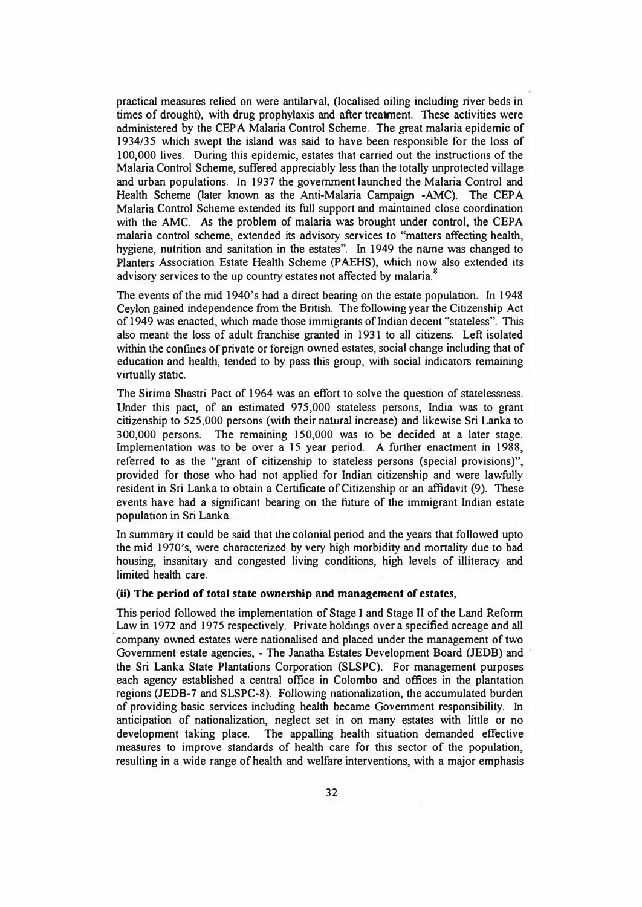practical measures relied on were antilarval, (localised oiling including river beds in times of drought), with drug prophylaxis and after treatment. These activities were administered by the CEPA Malaria Control Scheme. The great malaria epidemic of 1934/35 which swept the island was said to have been responsible for the loss of 100,000 lives. During this epidemic, estates that carried out the instructions of the Malaria Control Scheme, suffered appreciably less than the totally unprotected village and urban populations. In 1937 the government launched the Malaria Control and Health Scheme (later known as the Anti-Malaria Campaign -AMC). The CEPA Malaria Control Scheme extended its full support and maintained close coordination with the AMC. As the problem of malaria was brought under control, the CEPA malaria control scheme, extended its advisory services to "matters affecting health, hygiene, nutrition and sanitation in the estates". In 1949 the name was changed to Planters Association Estate Health Scheme (PAEHS), which now also extended its advisory services to the up country estates not affected by malaria.[8]

The events of the mid 1940's had a direct bearing on the estate population. In 1948 Ceylon gained independence from the British. The following year the Citizenship Act of 1949 was enacted, which made those immigrants of Indian decent "stateless". This also meant the loss of adult franchise granted in 1931 to all citizens. Left isolated within the confines of private or foreign owned estates, social change including that of education and health, tended to by pass this group, with social indicators remaining virtually static.

The Sirima Shastri Pact of 1964 was an effort to solve the question of statelessness. Under this pact, of an estimated 975,000 stateless persons, India was to grant citizenship to 525,000 persons (with their natural increase) and likewise Sri Lanka to 300,000 persons. The remaining 150,000 was to be decided at a later stage. Implementation was to be over a 15 year period. A further enactment in 1988, referred to as the "grant of citizenship to stateless persons (special provisions)", provided for those who had not applied for Indian citizenship and were lawfully resident in Sri Lanka to obtain a Certificate of Citizenship or an affidavit (9). These events have had a significant bearing on the future of the immigrant Indian estate population in Sri Lanka.

In summary it could be said that the colonial period and the years that followed upto the mid 1970's, were characterized by very high morbidity and mortality due to bad housing, insanitary and congested living conditions, high levels of illiteracy and limited health care.

**(ii) The period of total state ownership and management of estates,**

This period followed the implementation of Stage I and Stage II of the Land Reform Law in 1972 and 1975 respectively. Private holdings over a specified acreage and all company owned estates were nationalised and placed under the management of two Government estate agencies, - The Janatha Estates Development Board (JEDB) and the Sri Lanka State Plantations Corporation (SLSPC). For management purposes each agency established a central office in Colombo and offices in the plantation regions (JEDB-7 and SLSPC-8). Following nationalization, the accumulated burden of providing basic services including health became Government responsibility. In anticipation of nationalization, neglect set in on many estates with little or no development taking place. The appalling health situation demanded effective measures to improve standards of health care for this sector of the population, resulting in a wide range of health and welfare interventions, with a major emphasis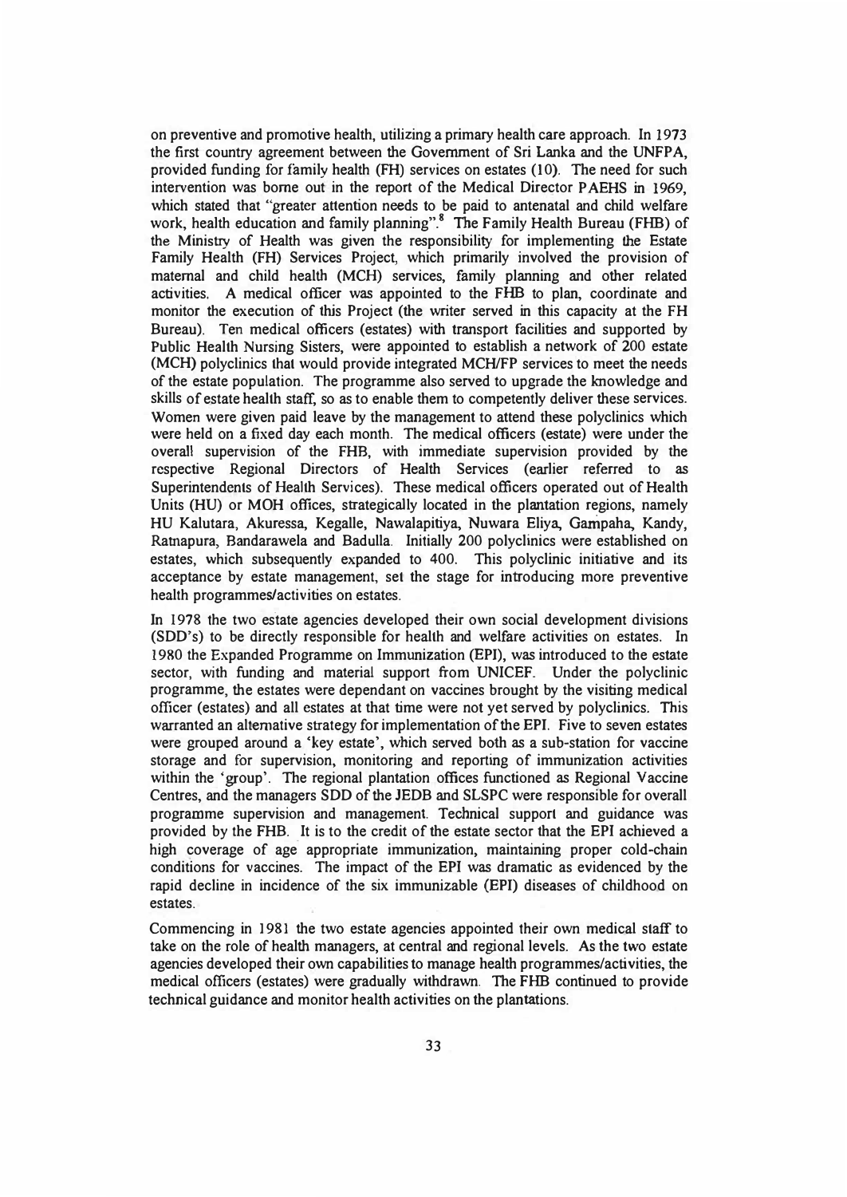on preventive and promotive health, utilizing a primary health care approach. In 1973 the first country agreement between the Government of Sri Lanka and the UNFPA, provided funding for family health (FH) services on estates (10). The need for such intervention was borne out in the report of the Medical Director PAEHS in 1969, which stated that "greater attention needs to be paid to antenatal and child welfare work, health education and family planning".[8] The Family Health Bureau (FHB) of the Ministry of Health was given the responsibility for implementing the Estate Family Health (FH) Services Project, which primarily involved the provision of maternal and child health (MCH) services, family planning and other related activities. A medical officer was appointed to the FHB to plan, coordinate and monitor the execution of this Project (the writer served in this capacity at the FH Bureau). Ten medical officers (estates) with transport facilities and supported by Public Health Nursing Sisters, were appointed to establish a network of 200 estate (MCH) polyclinics that would provide integrated MCH/FP services to meet the needs of the estate population. The programme also served to upgrade the knowledge and skills of estate health staff, so as to enable them to competently deliver these services. Women were given paid leave by the management to attend these polyclinics which were held on a fixed day each month. The medical officers (estate) were under the overall supervision of the FHB, with immediate supervision provided by the respective Regional Directors of Health Services (earlier referred to as Superintendents of Health Services). These medical officers operated out of Health Units (HU) or MOH offices, strategically located in the plantation regions, namely HU Kalutara, Akuressa, Kegalle, Nawalapitiya, Nuwara Eliya, Gampaha, Kandy, Ratnapura, Bandarawela and Badulla. Initially 200 polyclinics were established on estates, which subsequently expanded to 400. This polyclinic initiative and its acceptance by estate management, set the stage for introducing more preventive health programmes/activities on estates.

In 1978 the two estate agencies developed their own social development divisions (SDD's) to be directly responsible for health and welfare activities on estates. In 1980 the Expanded Programme on Immunization (EPI), was introduced to the estate sector, with funding and material support from UNICEF. Under the polyclinic programme, the estates were dependant on vaccines brought by the visiting medical officer (estates) and all estates at that time were not yet served by polyclinics. This warranted an alternative strategy for implementation of the EPI. Five to seven estates were grouped around a 'key estate', which served both as a sub-station for vaccine storage and for supervision, monitoring and reporting of immunization activities within the 'group'. The regional plantation offices functioned as Regional Vaccine Centres, and the managers SDD of the JEDB and SLSPC were responsible for overall programme supervision and management. Technical support and guidance was provided by the FHB. It is to the credit of the estate sector that the EPI achieved a high coverage of age appropriate immunization, maintaining proper cold-chain conditions for vaccines. The impact of the EPI was dramatic as evidenced by the rapid decline in incidence of the six immunizable (EPI) diseases of childhood on estates.

Commencing in 1981 the two estate agencies appointed their own medical staff to take on the role of health managers, at central and regional levels. As the two estate agencies developed their own capabilities to manage health programmes/activities, the medical officers (estates) were gradually withdrawn. The FHB continued to provide technical guidance and monitor health activities on the plantations.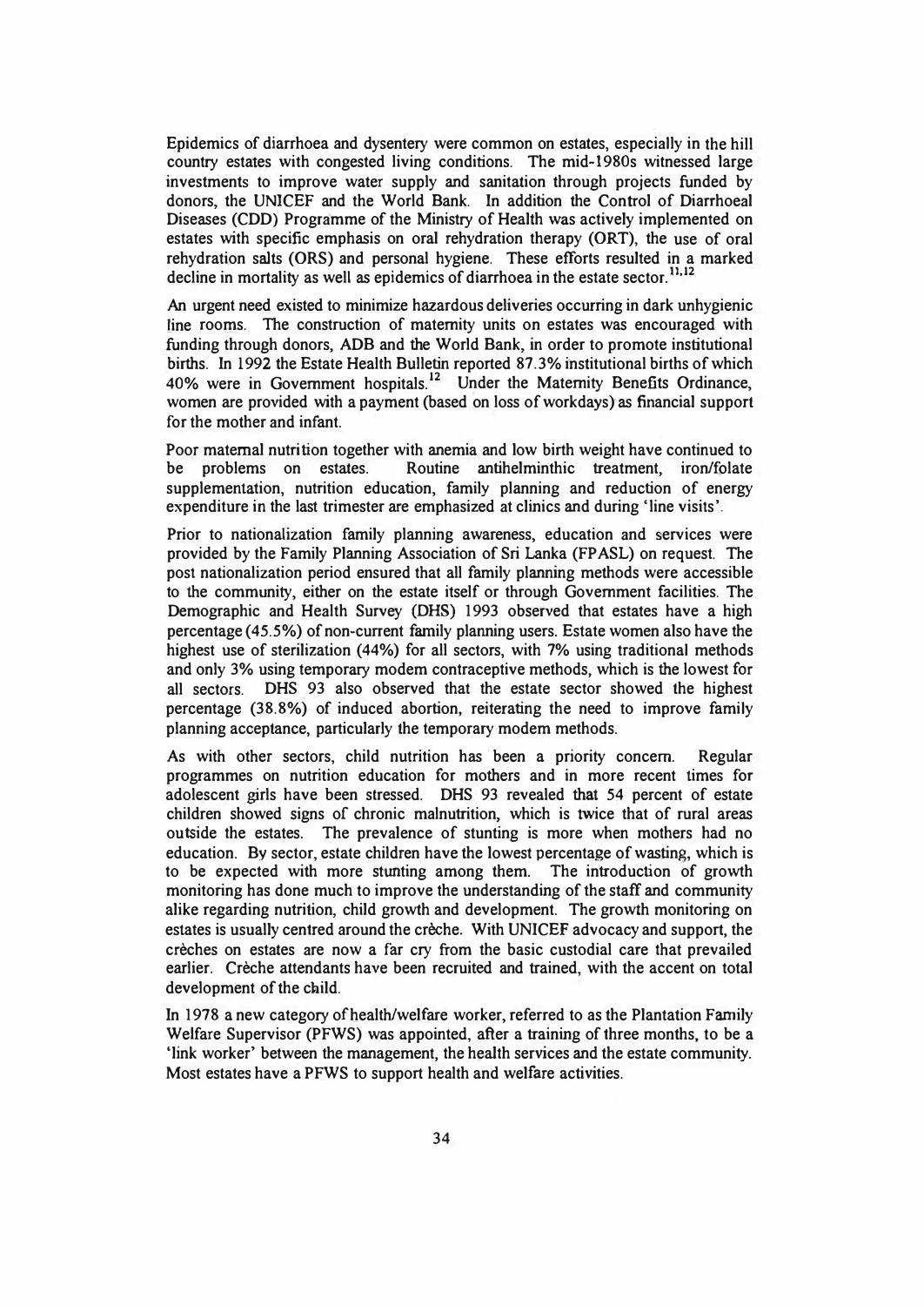Epidemics of diarrhoea and dysentery were common on estates, especially in the hill country estates with congested living conditions. The mid-1980s witnessed large investments to improve water supply and sanitation through projects funded by donors, the UNICEF and the World Bank. In addition the Control of Diarrhoeal Diseases (CDD) Programme of the Ministry of Health was actively implemented on estates with specific emphasis on oral rehydration therapy (ORT), the use of oral rehydration salts (ORS) and personal hygiene. These efforts resulted in a marked decline in mortality as well as epidemics of diarrhoea in the estate sector.[11,12]

An urgent need existed to minimize hazardous deliveries occurring in dark unhygienic line rooms. The construction of maternity units on estates was encouraged with funding through donors, ADB and the World Bank, in order to promote institutional births. In 1992 the Estate Health Bulletin reported 87.3% institutional births of which 40% were in Government hospitals.[12] Under the Maternity Benefits Ordinance, women are provided with a payment (based on loss of workdays) as financial support for the mother and infant.

Poor maternal nutrition together with anemia and low birth weight have continued to be problems on estates. Routine antihelminthic treatment, iron/folate supplementation, nutrition education, family planning and reduction of energy expenditure in the last trimester are emphasized at clinics and during 'line visits'.

Prior to nationalization family planning awareness, education and services were provided by the Family Planning Association of Sri Lanka (FPASL) on request. The post nationalization period ensured that all family planning methods were accessible to the community, either on the estate itself or through Government facilities. The Demographic and Health Survey (DHS) 1993 observed that estates have a high percentage (45.5%) of non-current family planning users. Estate women also have the highest use of sterilization (44%) for all sectors, with 7% using traditional methods and only 3% using temporary modem contraceptive methods, which is the lowest for all sectors. DHS 93 also observed that the estate sector showed the highest percentage (38.8%) of induced abortion, reiterating the need to improve family planning acceptance, particularly the temporary modem methods.

As with other sectors, child nutrition has been a priority concern. Regular programmes on nutrition education for mothers and in more recent times for adolescent girls have been stressed. DHS 93 revealed that 54 percent of estate children showed signs of chronic malnutrition, which is twice that of rural areas outside the estates. The prevalence of stunting is more when mothers had no education. By sector, estate children have the lowest percentage of wasting, which is to be expected with more stunting among them. The introduction of growth monitoring has done much to improve the understanding of the staff and community alike regarding nutrition, child growth and development. The growth monitoring on estates is usually centred around the crèche. With UNICEF advocacy and support, the crèches on estates are now a far cry from the basic custodial care that prevailed earlier. Crèche attendants have been recruited and trained, with the accent on total development of the child.

In 1978 a new category of health/welfare worker, referred to as the Plantation Family Welfare Supervisor (PFWS) was appointed, after a training of three months, to be a 'link worker' between the management, the health services and the estate community. Most estates have a PFWS to support health and welfare activities.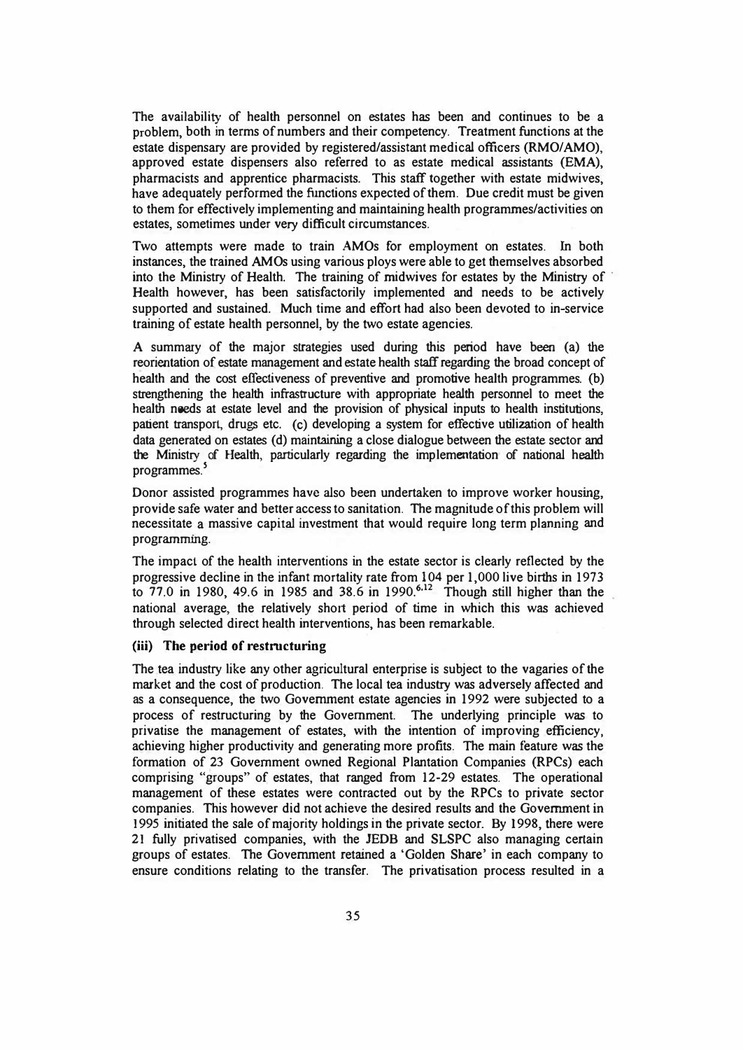The availability of health personnel on estates has been and continues to be a problem, both in terms of numbers and their competency. Treatment functions at the estate dispensary are provided by registered/assistant medical officers (RMO/AMO), approved estate dispensers also referred to as estate medical assistants (EMA), pharmacists and apprentice pharmacists. This staff together with estate midwives, have adequately performed the functions expected of them. Due credit must be given to them for effectively implementing and maintaining health programmes/activities on estates, sometimes under very difficult circumstances.

Two attempts were made to train AMOs for employment on estates. In both instances, the trained AMOs using various ploys were able to get themselves absorbed into the Ministry of Health. The training of midwives for estates by the Ministry of Health however, has been satisfactorily implemented and needs to be actively supported and sustained. Much time and effort had also been devoted to in-service training of estate health personnel, by the two estate agencies.

A summary of the major strategies used during this period have been (a) the reorientation of estate management and estate health staff regarding the broad concept of health and the cost effectiveness of preventive and promotive health programmes. (b) strengthening the health infrastructure with appropriate health personnel to meet the health needs at estate level and the provision of physical inputs to health institutions, patient transport, drugs etc. (c) developing a system for effective utilization of health data generated on estates (d) maintaining a close dialogue between the estate sector and the Ministry of Health, particularly regarding the implementation of national health programmes.[5]

Donor assisted programmes have also been undertaken to improve worker housing, provide safe water and better access to sanitation. The magnitude of this problem will necessitate a massive capital investment that would require long term planning and programming.

The impact of the health interventions in the estate sector is clearly reflected by the progressive decline in the infant mortality rate from 104 per 1,000 live births in 1973 to 77.0 in 1980, 49.6 in 1985 and 38.6 in 1990.[6,12] Though still higher than the national average, the relatively short period of time in which this was achieved through selected direct health interventions, has been remarkable.

#### (iii) The period of restructuring

The tea industry like any other agricultural enterprise is subject to the vagaries of the market and the cost of production. The local tea industry was adversely affected and as a consequence, the two Government estate agencies in 1992 were subjected to a process of restructuring by the Government. The underlying principle was to privatise the management of estates, with the intention of improving efficiency, achieving higher productivity and generating more profits. The main feature was the formation of 23 Government owned Regional Plantation Companies (RPCs) each comprising "groups" of estates, that ranged from 12-29 estates. The operational management of these estates were contracted out by the RPCs to private sector companies. This however did not achieve the desired results and the Government in 1995 initiated the sale of majority holdings in the private sector. By 1998, there were 21 fully privatised companies, with the JEDB and SLSPC also managing certain groups of estates. The Government retained a 'Golden Share' in each company to ensure conditions relating to the transfer. The privatisation process resulted in a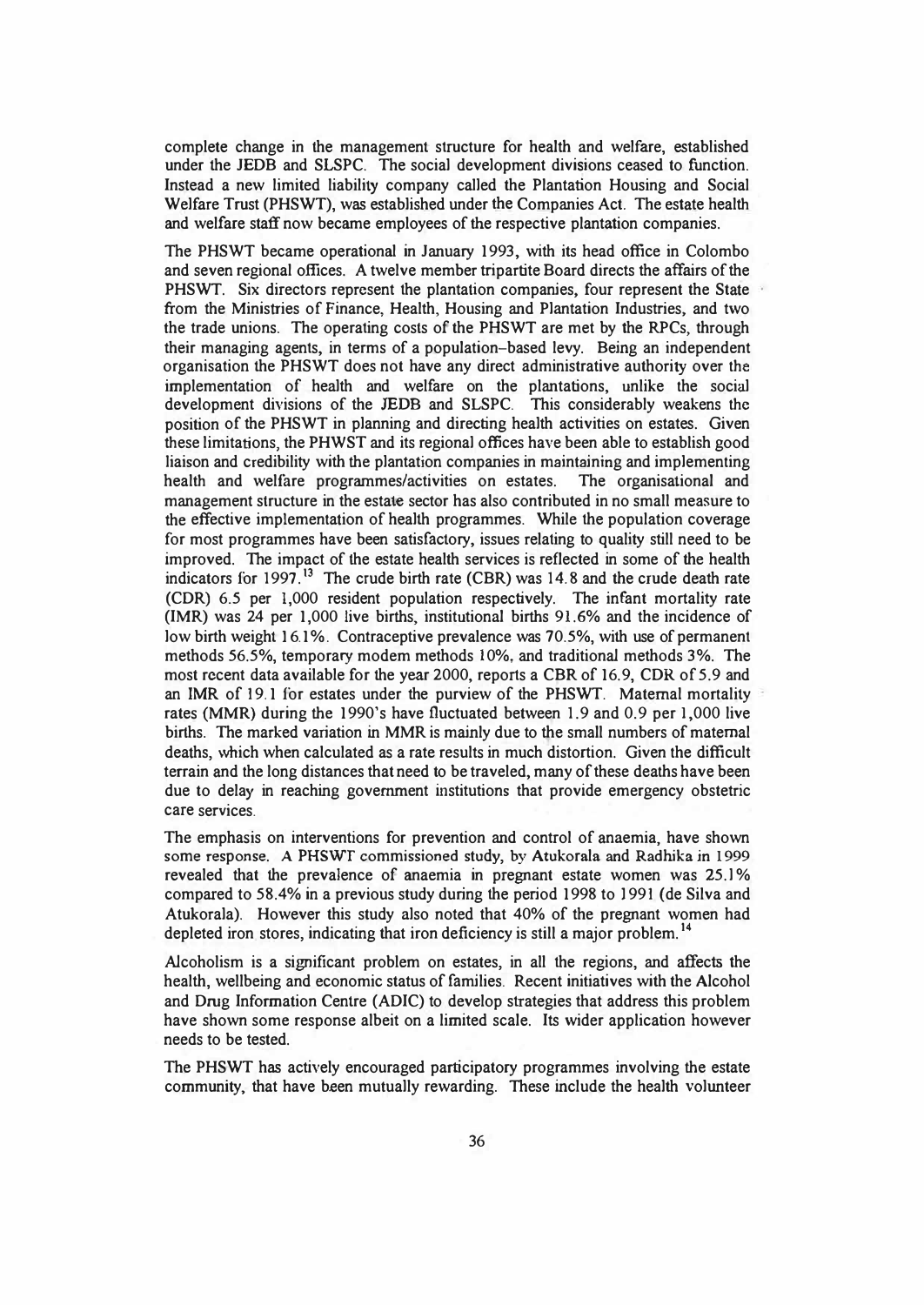complete change in the management structure for health and welfare, established under the JEDB and SLSPC. The social development divisions ceased to function. Instead a new limited liability company called the Plantation Housing and Social Welfare Trust (PHSWT), was established under the Companies Act. The estate health and welfare staff now became employees of the respective plantation companies.

The PHSWT became operational in January 1993, with its head office in Colombo and seven regional offices. A twelve member tripartite Board directs the affairs of the PHSWT. Six directors represent the plantation companies, four represent the State from the Ministries of Finance, Health, Housing and Plantation Industries, and two the trade unions. The operating costs of the PHSWT are met by the RPCs, through their managing agents, in terms of a population-based levy. Being an independent organisation the PHSWT does not have any direct administrative authority over the implementation of health and welfare on the plantations, unlike the social development divisions of the JEDB and SLSPC. This considerably weakens the position of the PHSWT in planning and directing health activities on estates. Given these limitations, the PHWST and its regional offices have been able to establish good liaison and credibility with the plantation companies in maintaining and implementing health and welfare programmes/activities on estates. The organisational and management structure in the estate sector has also contributed in no small measure to the effective implementation of health programmes. While the population coverage for most programmes have been satisfactory, issues relating to quality still need to be improved. The impact of the estate health services is reflected in some of the health indicators for 1997.[13] The crude birth rate (CBR) was 14.8 and the crude death rate (CDR) 6.5 per 1,000 resident population respectively. The infant mortality rate (IMR) was 24 per 1,000 live births, institutional births 91.6% and the incidence of low birth weight 16.1%. Contraceptive prevalence was 70.5%, with use of permanent methods 56.5%, temporary modem methods 10%, and traditional methods 3%. The most recent data available for the year 2000, reports a CBR of 16.9, CDR of 5.9 and an IMR of 19.1 for estates under the purview of the PHSWT. Maternal mortality rates (MMR) during the 1990's have fluctuated between 1.9 and 0.9 per 1,000 live births. The marked variation in MMR is mainly due to the small numbers of maternal deaths, which when calculated as a rate results in much distortion. Given the difficult terrain and the long distances that need to be traveled, many of these deaths have been due to delay in reaching government institutions that provide emergency obstetric care services.

The emphasis on interventions for prevention and control of anaemia, have shown some response. A PHSWT commissioned study, by Atukorala and Radhika in 1999 revealed that the prevalence of anaemia in pregnant estate women was 25.1% compared to 58.4% in a previous study during the period 1998 to 1991 (de Silva and Atukorala). However this study also noted that 40% of the pregnant women had depleted iron stores, indicating that iron deficiency is still a major problem.[14]

Alcoholism is a significant problem on estates, in all the regions, and affects the health, wellbeing and economic status of families. Recent initiatives with the Alcohol and Drug Information Centre (ADIC) to develop strategies that address this problem have shown some response albeit on a limited scale. Its wider application however needs to be tested.

The PHSWT has actively encouraged participatory programmes involving the estate community, that have been mutually rewarding. These include the health volunteer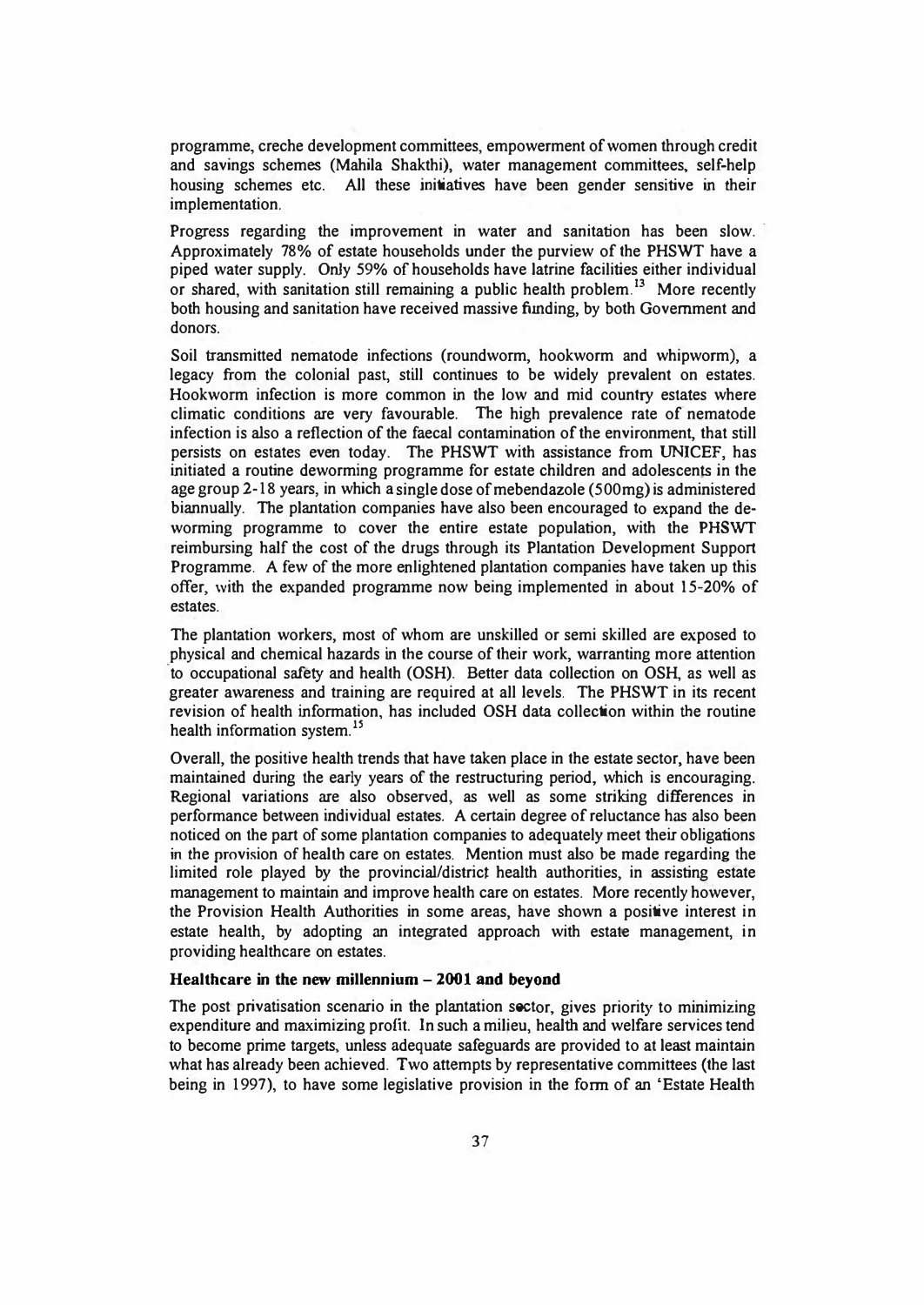programme, creche development committees, empowerment of women through credit and savings schemes (Mahila Shakthi), water management committees, self-help housing schemes etc. All these initiatives have been gender sensitive in their implementation.

Progress regarding the improvement in water and sanitation has been slow. Approximately 78% of estate households under the purview of the PHSWT have a piped water supply. Only 59% of households have latrine facilities either individual or shared, with sanitation still remaining a public health problem.[13] More recently both housing and sanitation have received massive funding, by both Government and donors.

Soil transmitted nematode infections (roundworm, hookworm and whipworm), a legacy from the colonial past, still continues to be widely prevalent on estates. Hookworm infection is more common in the low and mid country estates where climatic conditions are very favourable. The high prevalence rate of nematode infection is also a reflection of the faecal contamination of the environment, that still persists on estates even today. The PHSWT with assistance from UNICEF, has initiated a routine deworming programme for estate children and adolescents in the age group 2-18 years, in which a single dose of mebendazole (500mg) is administered biannually. The plantation companies have also been encouraged to expand the de-worming programme to cover the entire estate population, with the PHSWT reimbursing half the cost of the drugs through its Plantation Development Support Programme. A few of the more enlightened plantation companies have taken up this offer, with the expanded programme now being implemented in about 15-20% of estates.

The plantation workers, most of whom are unskilled or semi skilled are exposed to physical and chemical hazards in the course of their work, warranting more attention to occupational safety and health (OSH). Better data collection on OSH, as well as greater awareness and training are required at all levels. The PHSWT in its recent revision of health information, has included OSH data collection within the routine health information system.[15]

Overall, the positive health trends that have taken place in the estate sector, have been maintained during the early years of the restructuring period, which is encouraging. Regional variations are also observed, as well as some striking differences in performance between individual estates. A certain degree of reluctance has also been noticed on the part of some plantation companies to adequately meet their obligations in the provision of health care on estates. Mention must also be made regarding the limited role played by the provincial/district health authorities, in assisting estate management to maintain and improve health care on estates. More recently however, the Provision Health Authorities in some areas, have shown a positive interest in estate health, by adopting an integrated approach with estate management, in providing healthcare on estates.

**Healthcare in the new millennium – 2001 and beyond**

The post privatisation scenario in the plantation sector, gives priority to minimizing expenditure and maximizing profit. In such a milieu, health and welfare services tend to become prime targets, unless adequate safeguards are provided to at least maintain what has already been achieved. Two attempts by representative committees (the last being in 1997), to have some legislative provision in the form of an 'Estate Health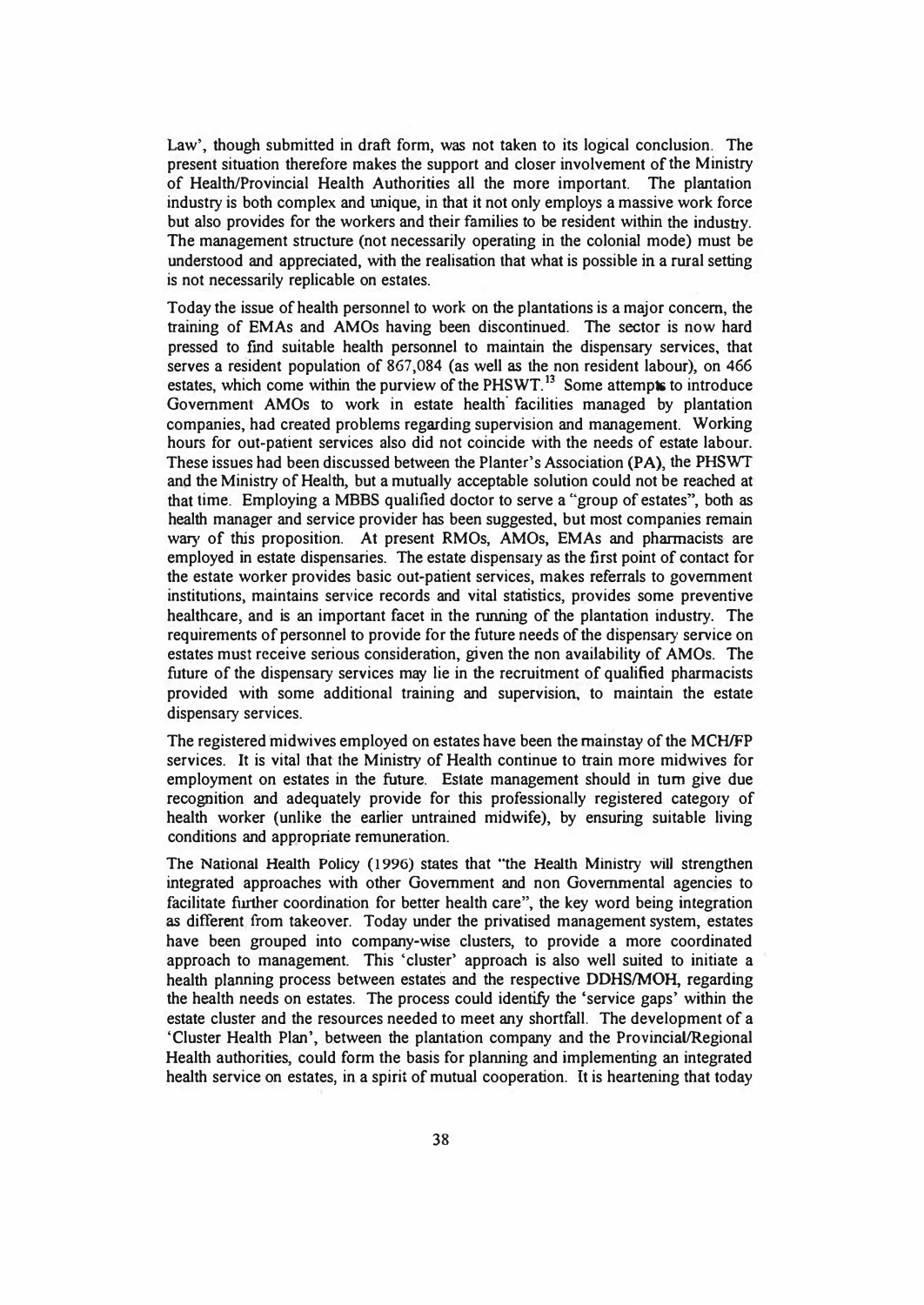Law', though submitted in draft form, was not taken to its logical conclusion. The present situation therefore makes the support and closer involvement of the Ministry of Health/Provincial Health Authorities all the more important. The plantation industry is both complex and unique, in that it not only employs a massive work force but also provides for the workers and their families to be resident within the industry. The management structure (not necessarily operating in the colonial mode) must be understood and appreciated, with the realisation that what is possible in a rural setting is not necessarily replicable on estates.

Today the issue of health personnel to work on the plantations is a major concern, the training of EMAs and AMOs having been discontinued. The sector is now hard pressed to find suitable health personnel to maintain the dispensary services, that serves a resident population of 867,084 (as well as the non resident labour), on 466 estates, which come within the purview of the PHSWT.[13] Some attempts to introduce Government AMOs to work in estate health facilities managed by plantation companies, had created problems regarding supervision and management. Working hours for out-patient services also did not coincide with the needs of estate labour. These issues had been discussed between the Planter's Association (PA), the PHSWT and the Ministry of Health, but a mutually acceptable solution could not be reached at that time. Employing a MBBS qualified doctor to serve a "group of estates", both as health manager and service provider has been suggested, but most companies remain wary of this proposition. At present RMOs, AMOs, EMAs and pharmacists are employed in estate dispensaries. The estate dispensary as the first point of contact for the estate worker provides basic out-patient services, makes referrals to government institutions, maintains service records and vital statistics, provides some preventive healthcare, and is an important facet in the running of the plantation industry. The requirements of personnel to provide for the future needs of the dispensary service on estates must receive serious consideration, given the non availability of AMOs. The future of the dispensary services may lie in the recruitment of qualified pharmacists provided with some additional training and supervision, to maintain the estate dispensary services.

The registered midwives employed on estates have been the mainstay of the MCH/FP services. It is vital that the Ministry of Health continue to train more midwives for employment on estates in the future. Estate management should in turn give due recognition and adequately provide for this professionally registered category of health worker (unlike the earlier untrained midwife), by ensuring suitable living conditions and appropriate remuneration.

The National Health Policy (1996) states that "the Health Ministry will strengthen integrated approaches with other Government and non Governmental agencies to facilitate further coordination for better health care", the key word being integration as different from takeover. Today under the privatised management system, estates have been grouped into company-wise clusters, to provide a more coordinated approach to management. This 'cluster' approach is also well suited to initiate a health planning process between estates and the respective DDHS/MOH, regarding the health needs on estates. The process could identify the 'service gaps' within the estate cluster and the resources needed to meet any shortfall. The development of a 'Cluster Health Plan', between the plantation company and the Provincial/Regional Health authorities, could form the basis for planning and implementing an integrated health service on estates, in a spirit of mutual cooperation. It is heartening that today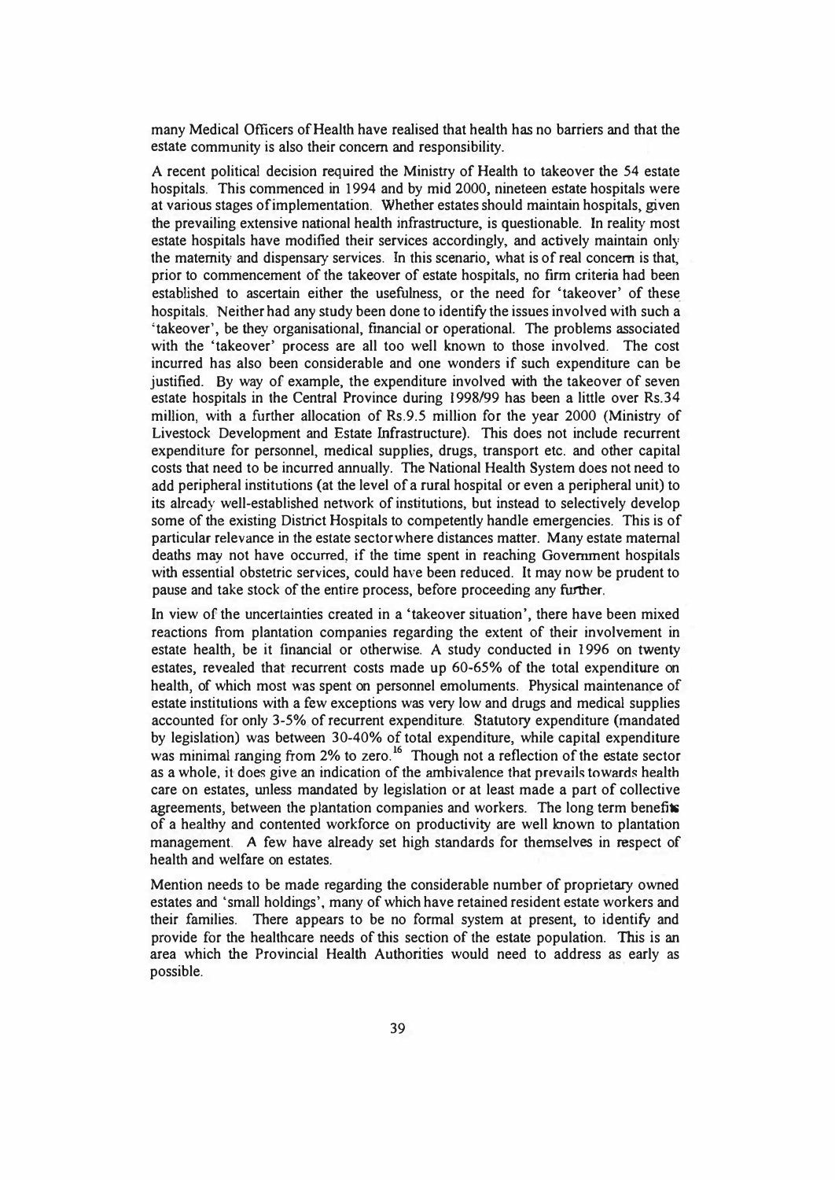many Medical Officers of Health have realised that health has no barriers and that the estate community is also their concern and responsibility.

A recent political decision required the Ministry of Health to takeover the 54 estate hospitals. This commenced in 1994 and by mid 2000, nineteen estate hospitals were at various stages of implementation. Whether estates should maintain hospitals, given the prevailing extensive national health infrastructure, is questionable. In reality most estate hospitals have modified their services accordingly, and actively maintain only the maternity and dispensary services. In this scenario, what is of real concern is that, prior to commencement of the takeover of estate hospitals, no firm criteria had been established to ascertain either the usefulness, or the need for 'takeover' of these hospitals. Neither had any study been done to identify the issues involved with such a 'takeover', be they organisational, financial or operational. The problems associated with the 'takeover' process are all too well known to those involved. The cost incurred has also been considerable and one wonders if such expenditure can be justified. By way of example, the expenditure involved with the takeover of seven estate hospitals in the Central Province during 1998/99 has been a little over Rs.34 million, with a further allocation of Rs.9.5 million for the year 2000 (Ministry of Livestock Development and Estate Infrastructure). This does not include recurrent expenditure for personnel, medical supplies, drugs, transport etc. and other capital costs that need to be incurred annually. The National Health System does not need to add peripheral institutions (at the level of a rural hospital or even a peripheral unit) to its already well-established network of institutions, but instead to selectively develop some of the existing District Hospitals to competently handle emergencies. This is of particular relevance in the estate sector where distances matter. Many estate maternal deaths may not have occurred, if the time spent in reaching Government hospitals with essential obstetric services, could have been reduced. It may now be prudent to pause and take stock of the entire process, before proceeding any further.

In view of the uncertainties created in a 'takeover situation', there have been mixed reactions from plantation companies regarding the extent of their involvement in estate health, be it financial or otherwise. A study conducted in 1996 on twenty estates, revealed that recurrent costs made up 60-65% of the total expenditure on health, of which most was spent on personnel emoluments. Physical maintenance of estate institutions with a few exceptions was very low and drugs and medical supplies accounted for only 3-5% of recurrent expenditure. Statutory expenditure (mandated by legislation) was between 30-40% of total expenditure, while capital expenditure was minimal ranging from 2% to zero.[16] Though not a reflection of the estate sector as a whole, it does give an indication of the ambivalence that prevails towards health care on estates, unless mandated by legislation or at least made a part of collective agreements, between the plantation companies and workers. The long term benefits of a healthy and contented workforce on productivity are well known to plantation management. A few have already set high standards for themselves in respect of health and welfare on estates.

Mention needs to be made regarding the considerable number of proprietary owned estates and 'small holdings', many of which have retained resident estate workers and their families. There appears to be no formal system at present, to identify and provide for the healthcare needs of this section of the estate population. This is an area which the Provincial Health Authorities would need to address as early as possible.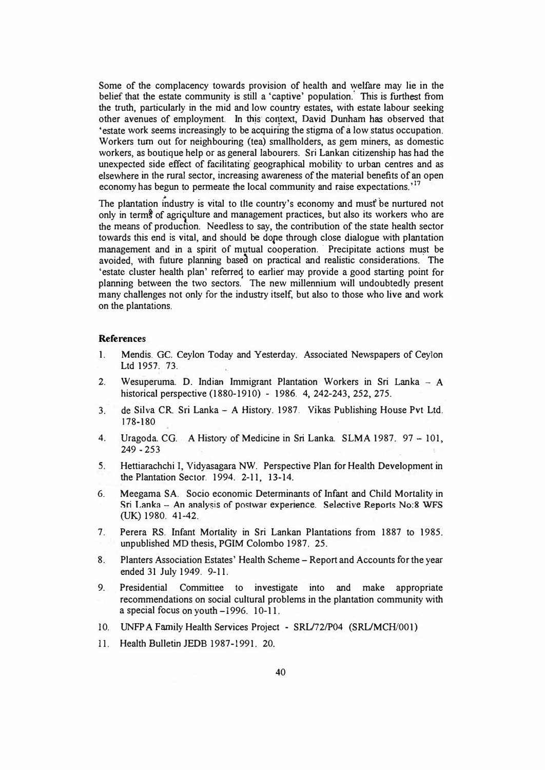Some of the complacency towards provision of health and welfare may lie in the belief that the estate community is still a 'captive' population. This is furthest from the truth, particularly in the mid and low country estates, with estate labour seeking other avenues of employment. In this context, David Dunham has observed that 'estate work seems increasingly to be acquiring the stigma of a low status occupation. Workers turn out for neighbouring (tea) smallholders, as gem miners, as domestic workers, as boutique help or as general labourers. Sri Lankan citizenship has had the unexpected side effect of facilitating geographical mobility to urban centres and as elsewhere in the rural sector, increasing awareness of the material benefits of an open economy has begun to permeate the local community and raise expectations.'[17]

The plantation industry is vital to the country's economy and must be nurtured not only in terms of agriculture and management practices, but also its workers who are the means of production. Needless to say, the contribution of the state health sector towards this end is vital, and should be done through close dialogue with plantation management and in a spirit of mutual cooperation. Precipitate actions must be avoided, with future planning based on practical and realistic considerations. The 'estate cluster health plan' referred to earlier may provide a good starting point for planning between the two sectors. The new millennium will undoubtedly present many challenges not only for the industry itself, but also to those who live and work on the plantations.

## References

1. Mendis. GC. Ceylon Today and Yesterday. Associated Newspapers of Ceylon Ltd 1957. 73.
2. Wesuperuma. D. Indian Immigrant Plantation Workers in Sri Lanka – A historical perspective (1880-1910) - 1986. 4, 242-243, 252, 275.
3. de Silva CR. Sri Lanka – A History. 1987. Vikas Publishing House Pvt Ltd. 178-180
4. Uragoda. CG. A History of Medicine in Sri Lanka. SLMA 1987. 97 – 101, 249 - 253
5. Hettiarachchi I, Vidyasagara NW. Perspective Plan for Health Development in the Plantation Sector. 1994. 2-11, 13-14.
6. Meegama SA. Socio economic Determinants of Infant and Child Mortality in Sri Lanka – An analysis of postwar experience. Selective Reports No:8 WFS (UK) 1980. 41-42.
7. Perera RS. Infant Mortality in Sri Lankan Plantations from 1887 to 1985. unpublished MD thesis, PGIM Colombo 1987. 25.
8. Planters Association Estates' Health Scheme – Report and Accounts for the year ended 31 July 1949. 9-11.
9. Presidential Committee to investigate into and make appropriate recommendations on social cultural problems in the plantation community with a special focus on youth –1996. 10-11.
10. UNFPA Family Health Services Project - SRL/72/P04 (SRL/MCH/001)
11. Health Bulletin JEDB 1987-1991. 20.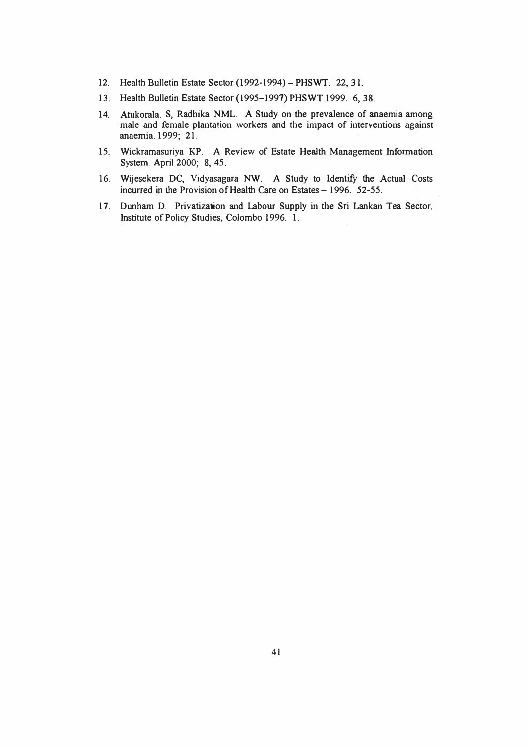12. Health Bulletin Estate Sector (1992-1994) – PHSWT. 22, 31.
13. Health Bulletin Estate Sector (1995–1997) PHSWT 1999. 6, 38.
14. Atukorala. S, Radhika NML. A Study on the prevalence of anaemia among male and female plantation workers and the impact of interventions against anaemia. 1999; 21.
15. Wickramasuriya KP. A Review of Estate Health Management Information System. April 2000; 8, 45.
16. Wijesekera DC, Vidyasagara NW. A Study to Identify the Actual Costs incurred in the Provision of Health Care on Estates – 1996. 52-55.
17. Dunham D. Privatization and Labour Supply in the Sri Lankan Tea Sector. Institute of Policy Studies, Colombo 1996. 1.